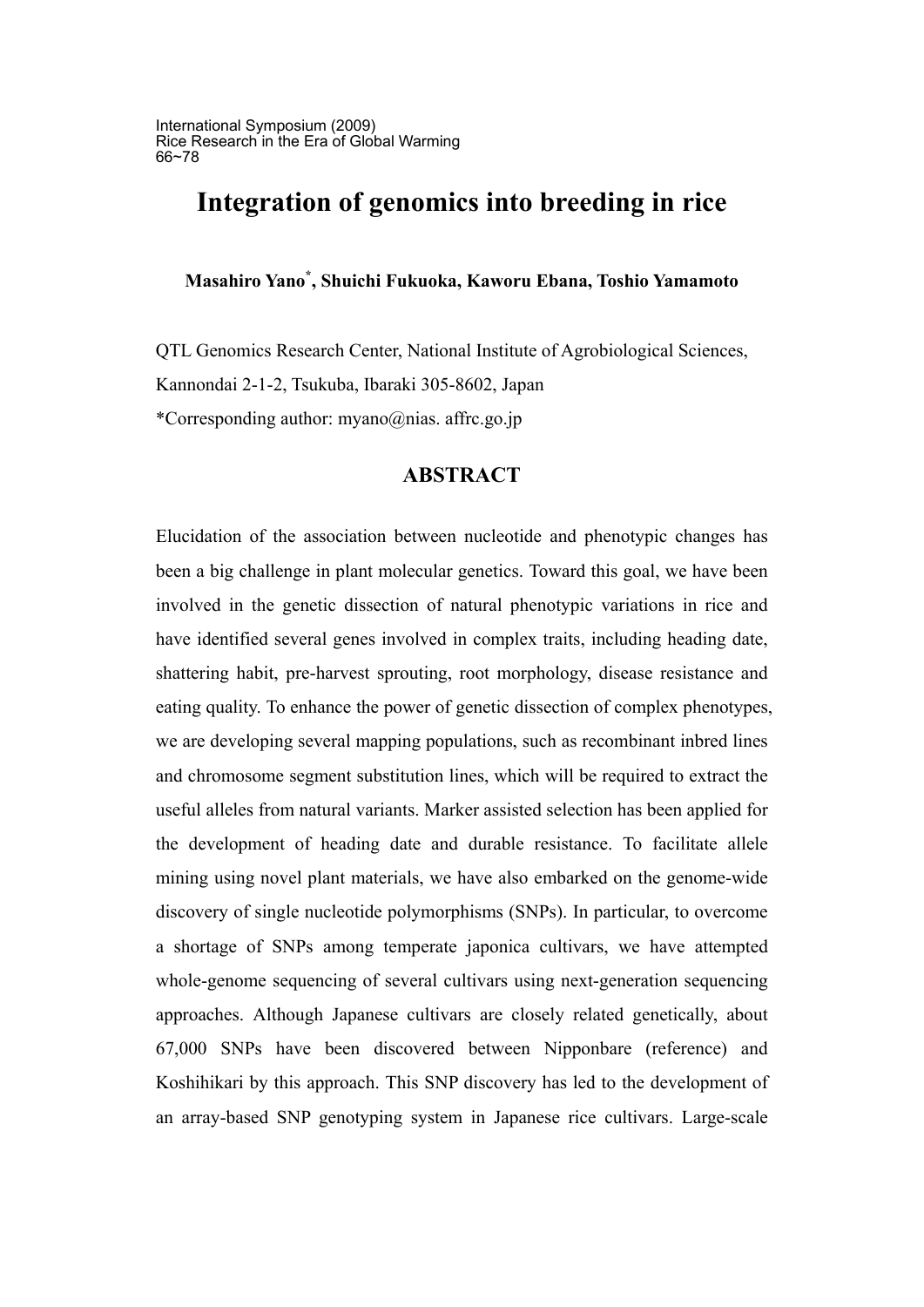International Symposium (2009)
Rice Research in the Era of Global Warming
66~78

# Integration of genomics into breeding in rice

**Masahiro Yano[*], Shuichi Fukuoka, Kaworu Ebana, Toshio Yamamoto**

QTL Genomics Research Center, National Institute of Agrobiological Sciences, Kannondai 2-1-2, Tsukuba, Ibaraki 305-8602, Japan

*Corresponding author: myano@nias. affrc.go.jp

## ABSTRACT

Elucidation of the association between nucleotide and phenotypic changes has been a big challenge in plant molecular genetics. Toward this goal, we have been involved in the genetic dissection of natural phenotypic variations in rice and have identified several genes involved in complex traits, including heading date, shattering habit, pre-harvest sprouting, root morphology, disease resistance and eating quality. To enhance the power of genetic dissection of complex phenotypes, we are developing several mapping populations, such as recombinant inbred lines and chromosome segment substitution lines, which will be required to extract the useful alleles from natural variants. Marker assisted selection has been applied for the development of heading date and durable resistance. To facilitate allele mining using novel plant materials, we have also embarked on the genome-wide discovery of single nucleotide polymorphisms (SNPs). In particular, to overcome a shortage of SNPs among temperate japonica cultivars, we have attempted whole-genome sequencing of several cultivars using next-generation sequencing approaches. Although Japanese cultivars are closely related genetically, about 67,000 SNPs have been discovered between Nipponbare (reference) and Koshihikari by this approach. This SNP discovery has led to the development of an array-based SNP genotyping system in Japanese rice cultivars. Large-scale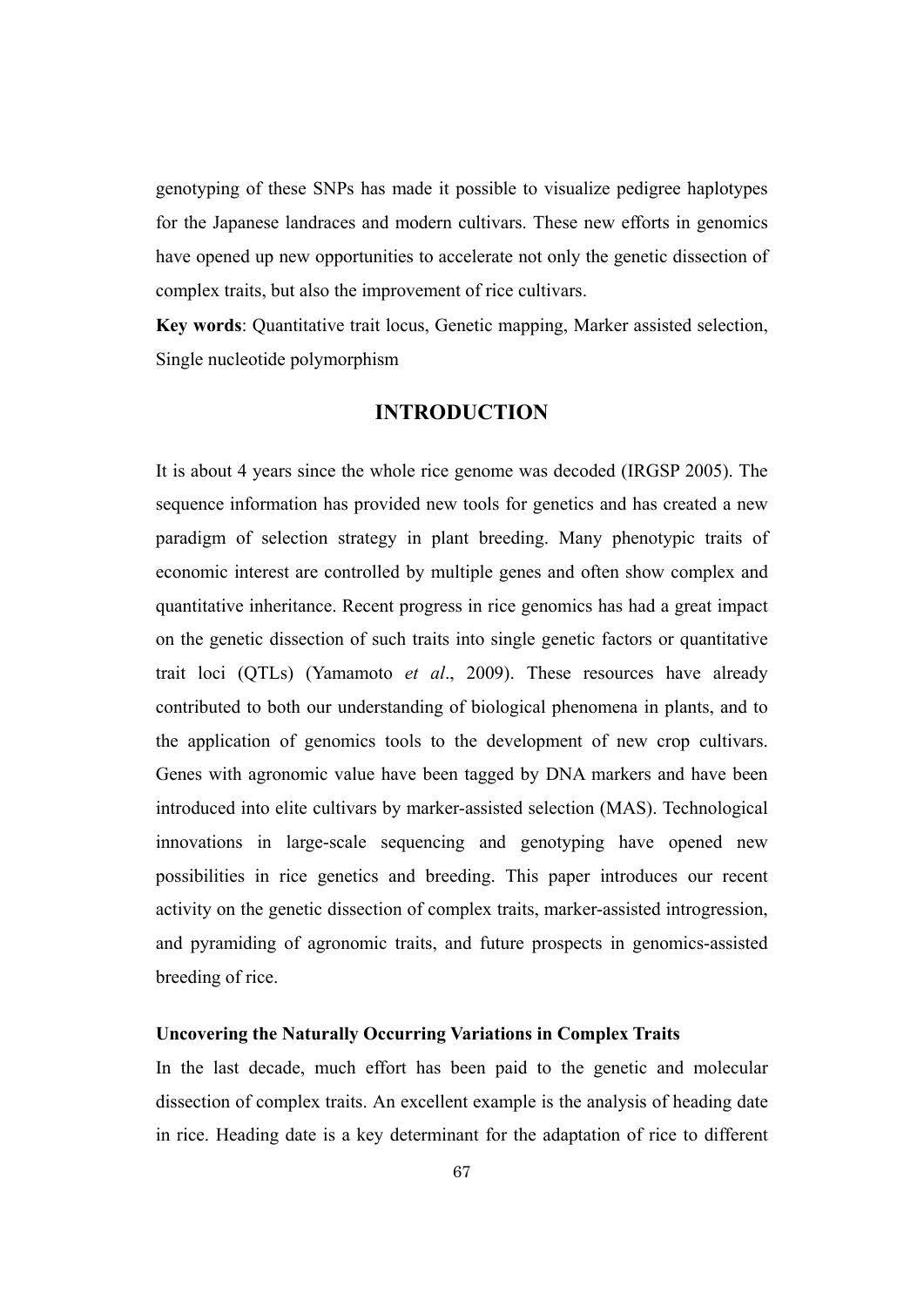genotyping of these SNPs has made it possible to visualize pedigree haplotypes for the Japanese landraces and modern cultivars. These new efforts in genomics have opened up new opportunities to accelerate not only the genetic dissection of complex traits, but also the improvement of rice cultivars.

**Key words**: Quantitative trait locus, Genetic mapping, Marker assisted selection, Single nucleotide polymorphism

## INTRODUCTION

It is about 4 years since the whole rice genome was decoded (IRGSP 2005). The sequence information has provided new tools for genetics and has created a new paradigm of selection strategy in plant breeding. Many phenotypic traits of economic interest are controlled by multiple genes and often show complex and quantitative inheritance. Recent progress in rice genomics has had a great impact on the genetic dissection of such traits into single genetic factors or quantitative trait loci (QTLs) (Yamamoto *et al*., 2009). These resources have already contributed to both our understanding of biological phenomena in plants, and to the application of genomics tools to the development of new crop cultivars. Genes with agronomic value have been tagged by DNA markers and have been introduced into elite cultivars by marker-assisted selection (MAS). Technological innovations in large-scale sequencing and genotyping have opened new possibilities in rice genetics and breeding. This paper introduces our recent activity on the genetic dissection of complex traits, marker-assisted introgression, and pyramiding of agronomic traits, and future prospects in genomics-assisted breeding of rice.

### Uncovering the Naturally Occurring Variations in Complex Traits

In the last decade, much effort has been paid to the genetic and molecular dissection of complex traits. An excellent example is the analysis of heading date in rice. Heading date is a key determinant for the adaptation of rice to different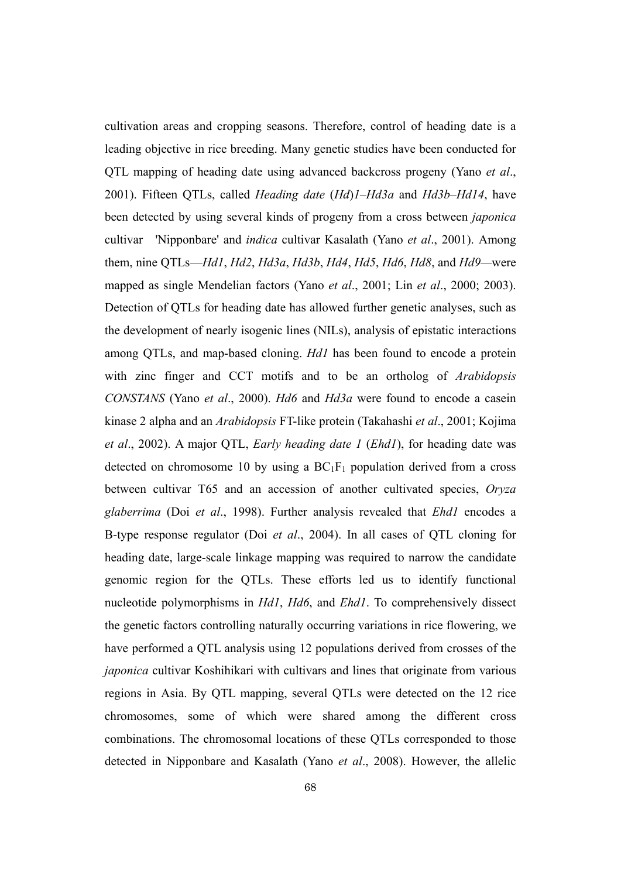cultivation areas and cropping seasons. Therefore, control of heading date is a leading objective in rice breeding. Many genetic studies have been conducted for QTL mapping of heading date using advanced backcross progeny (Yano *et al*., 2001). Fifteen QTLs, called *Heading date* (*Hd*)*1–Hd3a* and *Hd3b–Hd14*, have been detected by using several kinds of progeny from a cross between *japonica* cultivar 'Nipponbare' and *indica* cultivar Kasalath (Yano *et al*., 2001). Among them, nine QTLs—*Hd1*, *Hd2*, *Hd3a*, *Hd3b*, *Hd4*, *Hd5*, *Hd6*, *Hd8*, and *Hd9*—were mapped as single Mendelian factors (Yano *et al*., 2001; Lin *et al*., 2000; 2003). Detection of QTLs for heading date has allowed further genetic analyses, such as the development of nearly isogenic lines (NILs), analysis of epistatic interactions among QTLs, and map-based cloning. *Hd1* has been found to encode a protein with zinc finger and CCT motifs and to be an ortholog of *Arabidopsis CONSTANS* (Yano *et al*., 2000). *Hd6* and *Hd3a* were found to encode a casein kinase 2 alpha and an *Arabidopsis* FT-like protein (Takahashi *et al*., 2001; Kojima *et al*., 2002). A major QTL, *Early heading date 1* (*Ehd1*), for heading date was detected on chromosome 10 by using a $BC_1F_1$ population derived from a cross between cultivar T65 and an accession of another cultivated species, *Oryza glaberrima* (Doi *et al*., 1998). Further analysis revealed that *Ehd1* encodes a B-type response regulator (Doi *et al*., 2004). In all cases of QTL cloning for heading date, large-scale linkage mapping was required to narrow the candidate genomic region for the QTLs. These efforts led us to identify functional nucleotide polymorphisms in *Hd1*, *Hd6*, and *Ehd1*. To comprehensively dissect the genetic factors controlling naturally occurring variations in rice flowering, we have performed a QTL analysis using 12 populations derived from crosses of the *japonica* cultivar Koshihikari with cultivars and lines that originate from various regions in Asia. By QTL mapping, several QTLs were detected on the 12 rice chromosomes, some of which were shared among the different cross combinations. The chromosomal locations of these QTLs corresponded to those detected in Nipponbare and Kasalath (Yano *et al*., 2008). However, the allelic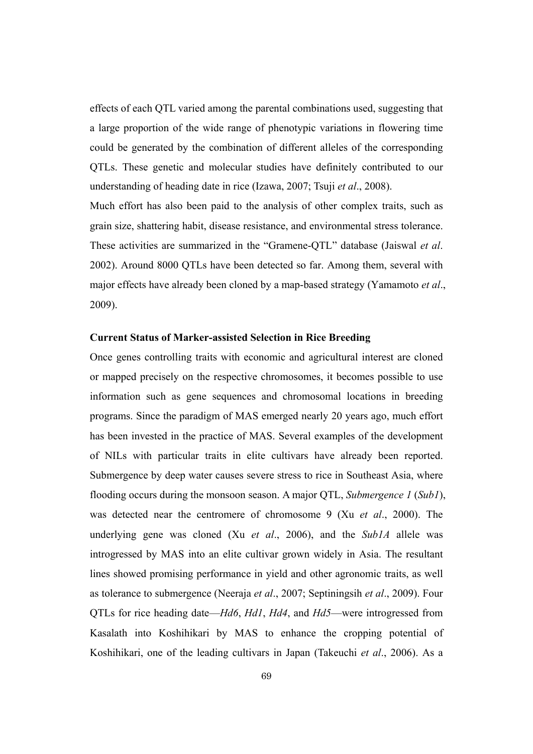effects of each QTL varied among the parental combinations used, suggesting that a large proportion of the wide range of phenotypic variations in flowering time could be generated by the combination of different alleles of the corresponding QTLs. These genetic and molecular studies have definitely contributed to our understanding of heading date in rice (Izawa, 2007; Tsuji *et al*., 2008).

Much effort has also been paid to the analysis of other complex traits, such as grain size, shattering habit, disease resistance, and environmental stress tolerance. These activities are summarized in the "Gramene-QTL" database (Jaiswal *et al*. 2002). Around 8000 QTLs have been detected so far. Among them, several with major effects have already been cloned by a map-based strategy (Yamamoto *et al*., 2009).

### Current Status of Marker-assisted Selection in Rice Breeding

Once genes controlling traits with economic and agricultural interest are cloned or mapped precisely on the respective chromosomes, it becomes possible to use information such as gene sequences and chromosomal locations in breeding programs. Since the paradigm of MAS emerged nearly 20 years ago, much effort has been invested in the practice of MAS. Several examples of the development of NILs with particular traits in elite cultivars have already been reported. Submergence by deep water causes severe stress to rice in Southeast Asia, where flooding occurs during the monsoon season. A major QTL, *Submergence 1* (*Sub1*), was detected near the centromere of chromosome 9 (Xu *et al*., 2000). The underlying gene was cloned (Xu *et al*., 2006), and the *Sub1A* allele was introgressed by MAS into an elite cultivar grown widely in Asia. The resultant lines showed promising performance in yield and other agronomic traits, as well as tolerance to submergence (Neeraja *et al*., 2007; Septiningsih *et al*., 2009). Four QTLs for rice heading date—*Hd6*, *Hd1*, *Hd4*, and *Hd5*—were introgressed from Kasalath into Koshihikari by MAS to enhance the cropping potential of Koshihikari, one of the leading cultivars in Japan (Takeuchi *et al*., 2006). As a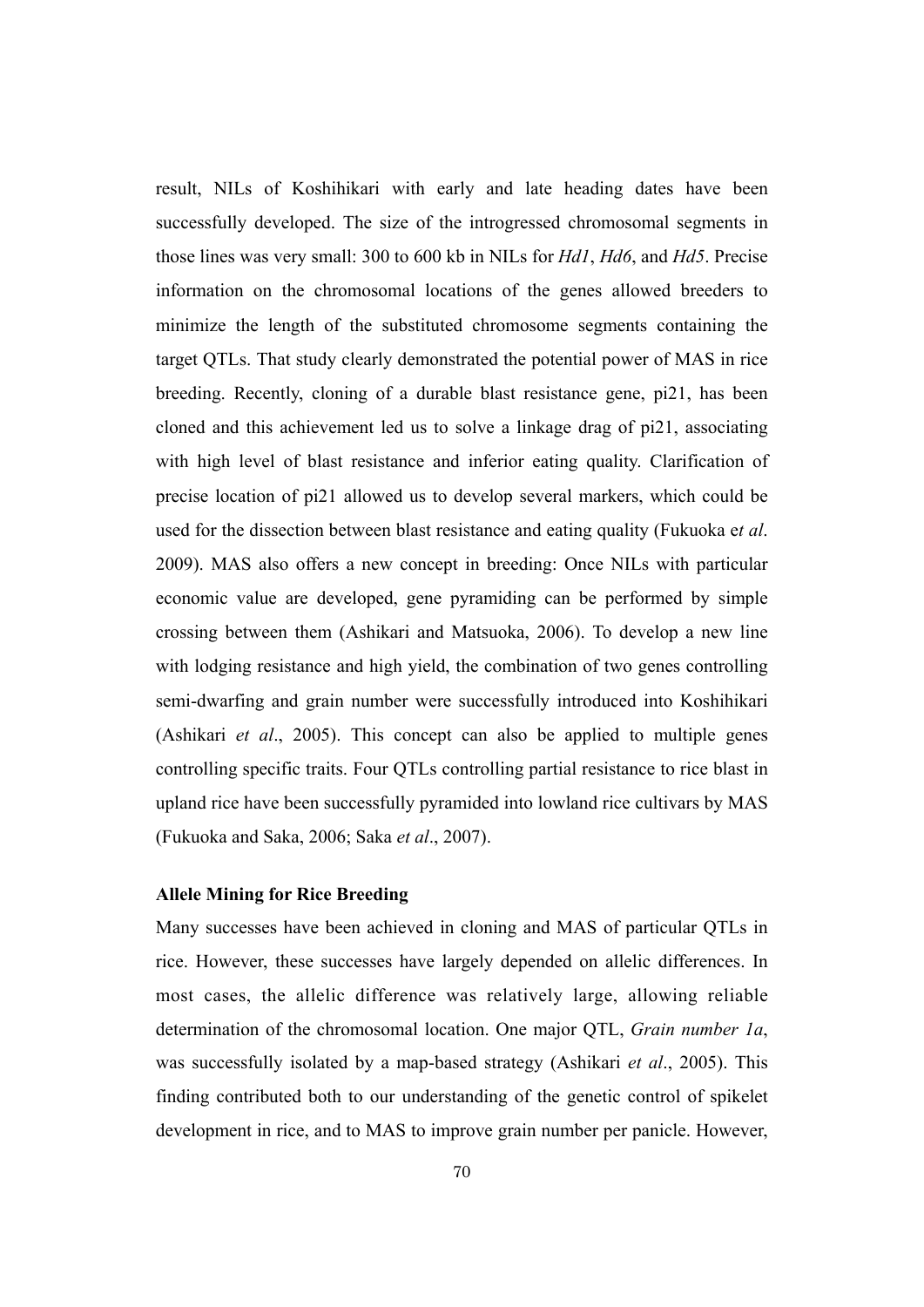result, NILs of Koshihikari with early and late heading dates have been successfully developed. The size of the introgressed chromosomal segments in those lines was very small: 300 to 600 kb in NILs for *Hd1*, *Hd6*, and *Hd5*. Precise information on the chromosomal locations of the genes allowed breeders to minimize the length of the substituted chromosome segments containing the target QTLs. That study clearly demonstrated the potential power of MAS in rice breeding. Recently, cloning of a durable blast resistance gene, pi21, has been cloned and this achievement led us to solve a linkage drag of pi21, associating with high level of blast resistance and inferior eating quality. Clarification of precise location of pi21 allowed us to develop several markers, which could be used for the dissection between blast resistance and eating quality (Fukuoka e*t al*. 2009). MAS also offers a new concept in breeding: Once NILs with particular economic value are developed, gene pyramiding can be performed by simple crossing between them (Ashikari and Matsuoka, 2006). To develop a new line with lodging resistance and high yield, the combination of two genes controlling semi-dwarfing and grain number were successfully introduced into Koshihikari (Ashikari *et al*., 2005). This concept can also be applied to multiple genes controlling specific traits. Four QTLs controlling partial resistance to rice blast in upland rice have been successfully pyramided into lowland rice cultivars by MAS (Fukuoka and Saka, 2006; Saka *et al*., 2007).

**Allele Mining for Rice Breeding**

Many successes have been achieved in cloning and MAS of particular QTLs in rice. However, these successes have largely depended on allelic differences. In most cases, the allelic difference was relatively large, allowing reliable determination of the chromosomal location. One major QTL, *Grain number 1a*, was successfully isolated by a map-based strategy (Ashikari *et al*., 2005). This finding contributed both to our understanding of the genetic control of spikelet development in rice, and to MAS to improve grain number per panicle. However,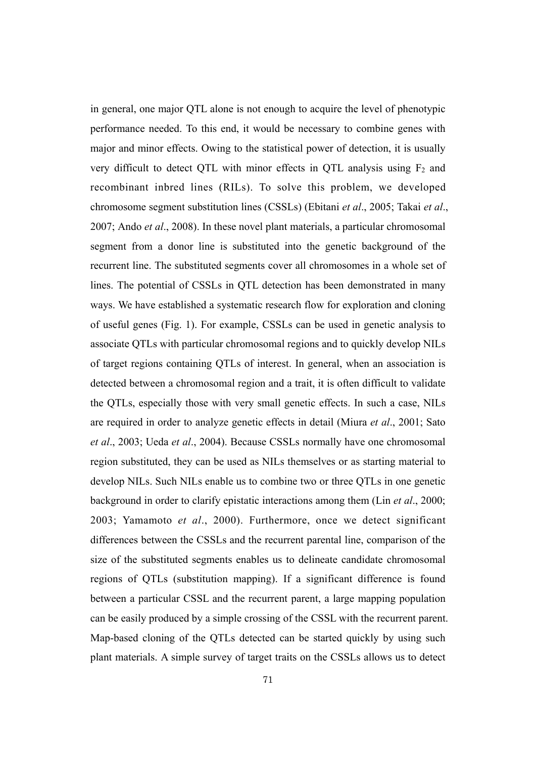in general, one major QTL alone is not enough to acquire the level of phenotypic performance needed. To this end, it would be necessary to combine genes with major and minor effects. Owing to the statistical power of detection, it is usually very difficult to detect QTL with minor effects in QTL analysis using $F_2$ and recombinant inbred lines (RILs). To solve this problem, we developed chromosome segment substitution lines (CSSLs) (Ebitani *et al*., 2005; Takai *et al*., 2007; Ando *et al*., 2008). In these novel plant materials, a particular chromosomal segment from a donor line is substituted into the genetic background of the recurrent line. The substituted segments cover all chromosomes in a whole set of lines. The potential of CSSLs in QTL detection has been demonstrated in many ways. We have established a systematic research flow for exploration and cloning of useful genes (Fig. 1). For example, CSSLs can be used in genetic analysis to associate QTLs with particular chromosomal regions and to quickly develop NILs of target regions containing QTLs of interest. In general, when an association is detected between a chromosomal region and a trait, it is often difficult to validate the QTLs, especially those with very small genetic effects. In such a case, NILs are required in order to analyze genetic effects in detail (Miura *et al*., 2001; Sato *et al*., 2003; Ueda *et al*., 2004). Because CSSLs normally have one chromosomal region substituted, they can be used as NILs themselves or as starting material to develop NILs. Such NILs enable us to combine two or three QTLs in one genetic background in order to clarify epistatic interactions among them (Lin *et al*., 2000; 2003; Yamamoto *et al*., 2000). Furthermore, once we detect significant differences between the CSSLs and the recurrent parental line, comparison of the size of the substituted segments enables us to delineate candidate chromosomal regions of QTLs (substitution mapping). If a significant difference is found between a particular CSSL and the recurrent parent, a large mapping population can be easily produced by a simple crossing of the CSSL with the recurrent parent. Map-based cloning of the QTLs detected can be started quickly by using such plant materials. A simple survey of target traits on the CSSLs allows us to detect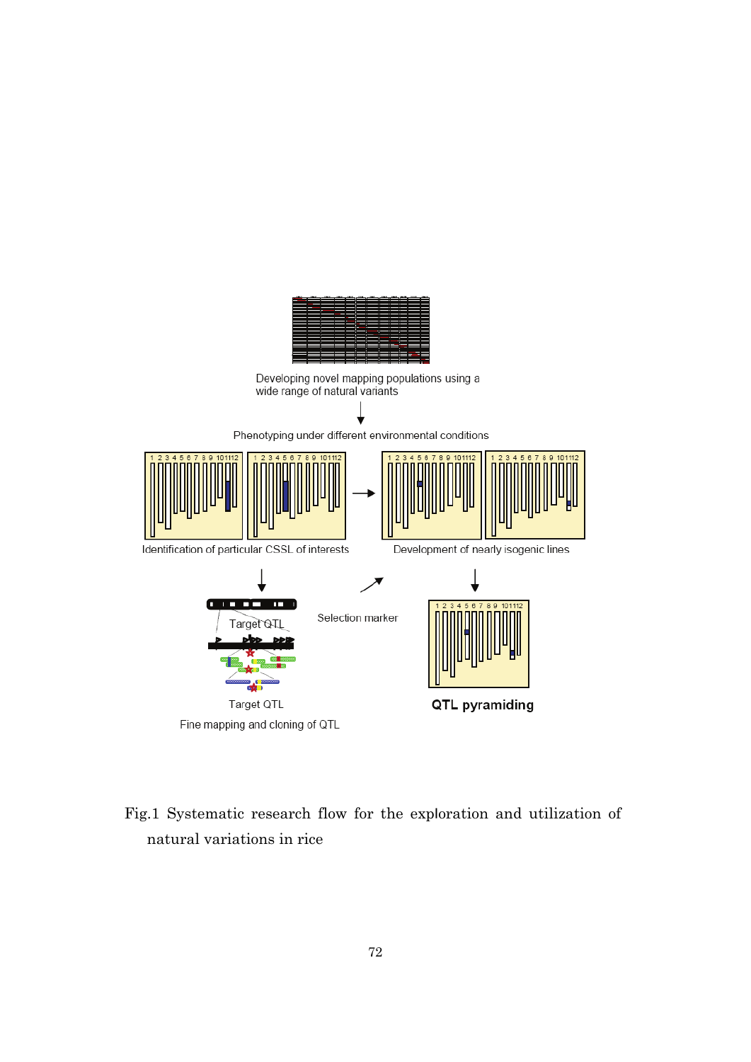Developing novel mapping populations using a wide range of natural variants

Phenotyping under different environmental conditions

Identification of particular CSSL of interests

Development of nearly isogenic lines

Target QTL

Selection marker

Target QTL

Fine mapping and cloning of QTL

**QTL pyramiding**

Fig.1 Systematic research flow for the exploration and utilization of natural variations in rice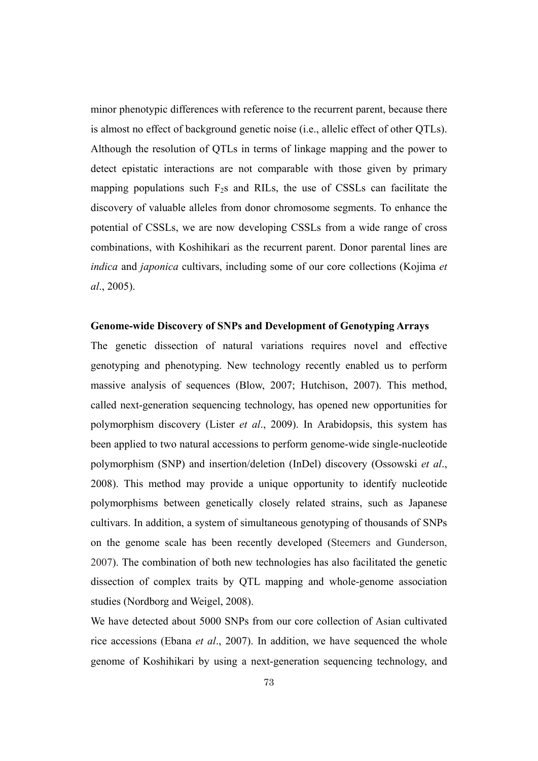minor phenotypic differences with reference to the recurrent parent, because there is almost no effect of background genetic noise (i.e., allelic effect of other QTLs). Although the resolution of QTLs in terms of linkage mapping and the power to detect epistatic interactions are not comparable with those given by primary mapping populations such $F_2$s and RILs, the use of CSSLs can facilitate the discovery of valuable alleles from donor chromosome segments. To enhance the potential of CSSLs, we are now developing CSSLs from a wide range of cross combinations, with Koshihikari as the recurrent parent. Donor parental lines are *indica* and *japonica* cultivars, including some of our core collections (Kojima *et al*., 2005).

**Genome-wide Discovery of SNPs and Development of Genotyping Arrays**

The genetic dissection of natural variations requires novel and effective genotyping and phenotyping. New technology recently enabled us to perform massive analysis of sequences (Blow, 2007; Hutchison, 2007). This method, called next-generation sequencing technology, has opened new opportunities for polymorphism discovery (Lister *et al*., 2009). In Arabidopsis, this system has been applied to two natural accessions to perform genome-wide single-nucleotide polymorphism (SNP) and insertion/deletion (InDel) discovery (Ossowski *et al*., 2008). This method may provide a unique opportunity to identify nucleotide polymorphisms between genetically closely related strains, such as Japanese cultivars. In addition, a system of simultaneous genotyping of thousands of SNPs on the genome scale has been recently developed (Steemers and Gunderson, 2007). The combination of both new technologies has also facilitated the genetic dissection of complex traits by QTL mapping and whole-genome association studies (Nordborg and Weigel, 2008).

We have detected about 5000 SNPs from our core collection of Asian cultivated rice accessions (Ebana *et al*., 2007). In addition, we have sequenced the whole genome of Koshihikari by using a next-generation sequencing technology, and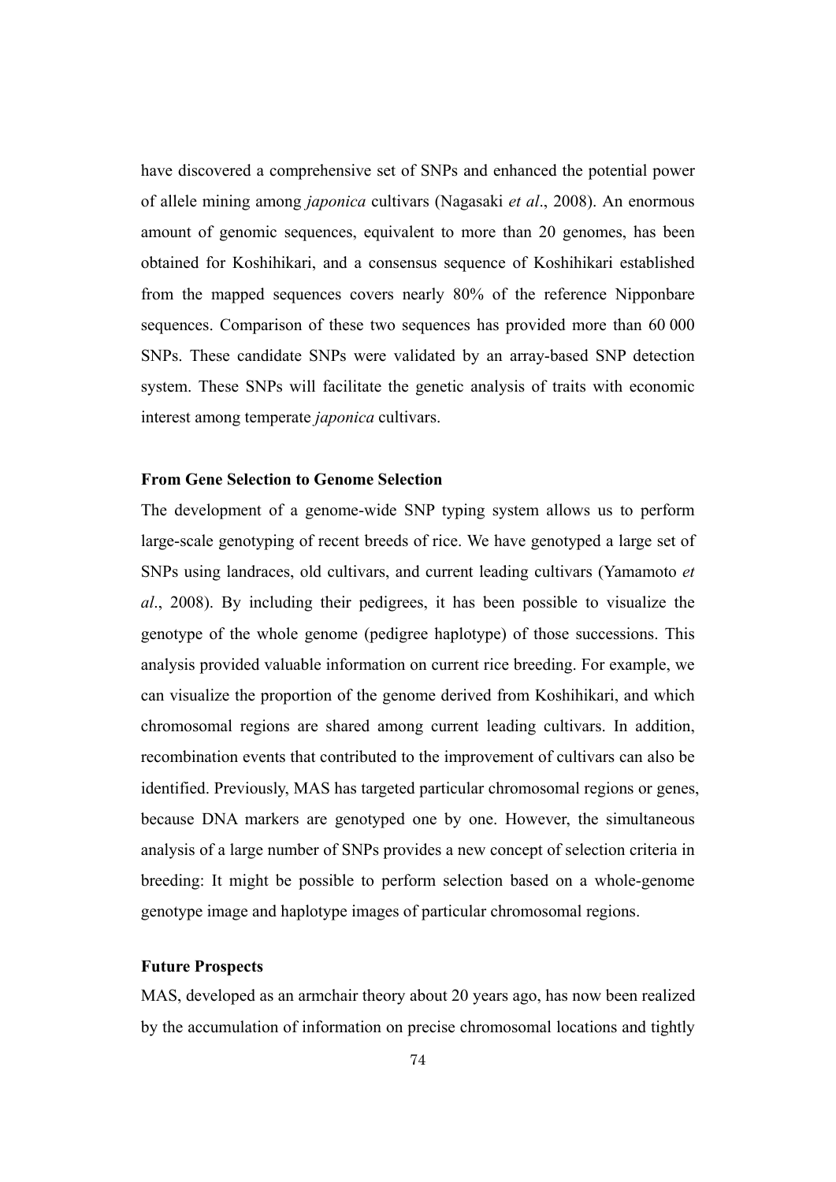have discovered a comprehensive set of SNPs and enhanced the potential power of allele mining among *japonica* cultivars (Nagasaki *et al*., 2008). An enormous amount of genomic sequences, equivalent to more than 20 genomes, has been obtained for Koshihikari, and a consensus sequence of Koshihikari established from the mapped sequences covers nearly 80% of the reference Nipponbare sequences. Comparison of these two sequences has provided more than 60 000 SNPs. These candidate SNPs were validated by an array-based SNP detection system. These SNPs will facilitate the genetic analysis of traits with economic interest among temperate *japonica* cultivars.

### From Gene Selection to Genome Selection

The development of a genome-wide SNP typing system allows us to perform large-scale genotyping of recent breeds of rice. We have genotyped a large set of SNPs using landraces, old cultivars, and current leading cultivars (Yamamoto *et al*., 2008). By including their pedigrees, it has been possible to visualize the genotype of the whole genome (pedigree haplotype) of those successions. This analysis provided valuable information on current rice breeding. For example, we can visualize the proportion of the genome derived from Koshihikari, and which chromosomal regions are shared among current leading cultivars. In addition, recombination events that contributed to the improvement of cultivars can also be identified. Previously, MAS has targeted particular chromosomal regions or genes, because DNA markers are genotyped one by one. However, the simultaneous analysis of a large number of SNPs provides a new concept of selection criteria in breeding: It might be possible to perform selection based on a whole-genome genotype image and haplotype images of particular chromosomal regions.

### Future Prospects

MAS, developed as an armchair theory about 20 years ago, has now been realized by the accumulation of information on precise chromosomal locations and tightly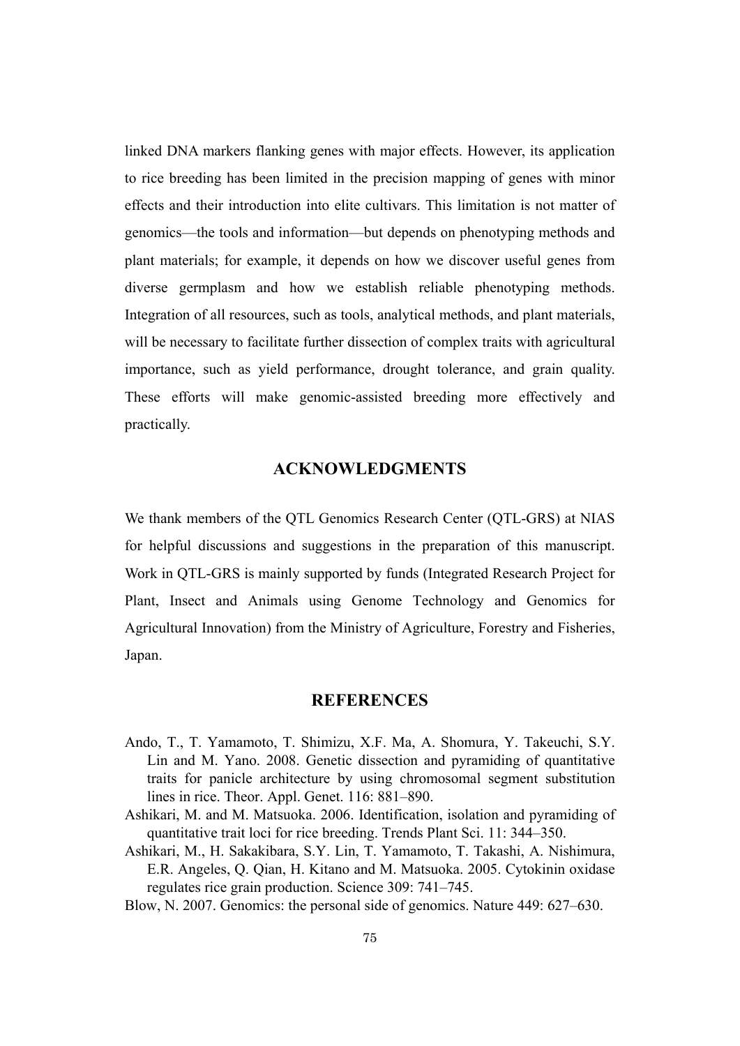linked DNA markers flanking genes with major effects. However, its application to rice breeding has been limited in the precision mapping of genes with minor effects and their introduction into elite cultivars. This limitation is not matter of genomics—the tools and information—but depends on phenotyping methods and plant materials; for example, it depends on how we discover useful genes from diverse germplasm and how we establish reliable phenotyping methods. Integration of all resources, such as tools, analytical methods, and plant materials, will be necessary to facilitate further dissection of complex traits with agricultural importance, such as yield performance, drought tolerance, and grain quality. These efforts will make genomic-assisted breeding more effectively and practically.

## ACKNOWLEDGMENTS

We thank members of the QTL Genomics Research Center (QTL-GRS) at NIAS for helpful discussions and suggestions in the preparation of this manuscript. Work in QTL-GRS is mainly supported by funds (Integrated Research Project for Plant, Insect and Animals using Genome Technology and Genomics for Agricultural Innovation) from the Ministry of Agriculture, Forestry and Fisheries, Japan.

## REFERENCES

Ando, T., T. Yamamoto, T. Shimizu, X.F. Ma, A. Shomura, Y. Takeuchi, S.Y. Lin and M. Yano. 2008. Genetic dissection and pyramiding of quantitative traits for panicle architecture by using chromosomal segment substitution lines in rice. Theor. Appl. Genet. 116: 881–890.

Ashikari, M. and M. Matsuoka. 2006. Identification, isolation and pyramiding of quantitative trait loci for rice breeding. Trends Plant Sci. 11: 344–350.

Ashikari, M., H. Sakakibara, S.Y. Lin, T. Yamamoto, T. Takashi, A. Nishimura, E.R. Angeles, Q. Qian, H. Kitano and M. Matsuoka. 2005. Cytokinin oxidase regulates rice grain production. Science 309: 741–745.

Blow, N. 2007. Genomics: the personal side of genomics. Nature 449: 627–630.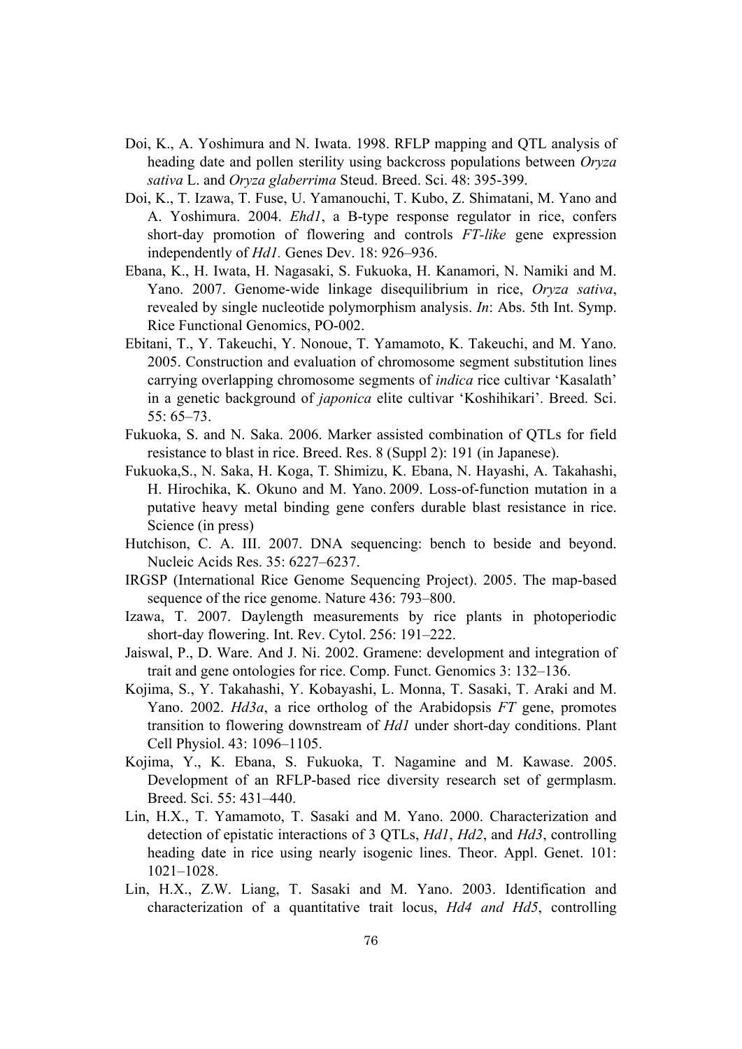Doi, K., A. Yoshimura and N. Iwata. 1998. RFLP mapping and QTL analysis of heading date and pollen sterility using backcross populations between *Oryza sativa* L. and *Oryza glaberrima* Steud. Breed. Sci. 48: 395-399.

Doi, K., T. Izawa, T. Fuse, U. Yamanouchi, T. Kubo, Z. Shimatani, M. Yano and A. Yoshimura. 2004. *Ehd1*, a B-type response regulator in rice, confers short-day promotion of flowering and controls *FT-like* gene expression independently of *Hd1.* Genes Dev. 18: 926–936.

Ebana, K., H. Iwata, H. Nagasaki, S. Fukuoka, H. Kanamori, N. Namiki and M. Yano. 2007. Genome-wide linkage disequilibrium in rice, *Oryza sativa*, revealed by single nucleotide polymorphism analysis. *In*: Abs. 5th Int. Symp. Rice Functional Genomics, PO-002.

Ebitani, T., Y. Takeuchi, Y. Nonoue, T. Yamamoto, K. Takeuchi, and M. Yano. 2005. Construction and evaluation of chromosome segment substitution lines carrying overlapping chromosome segments of *indica* rice cultivar 'Kasalath' in a genetic background of *japonica* elite cultivar 'Koshihikari'. Breed. Sci. 55: 65–73.

Fukuoka, S. and N. Saka. 2006. Marker assisted combination of QTLs for field resistance to blast in rice. Breed. Res. 8 (Suppl 2): 191 (in Japanese).

Fukuoka,S., N. Saka, H. Koga, T. Shimizu, K. Ebana, N. Hayashi, A. Takahashi, H. Hirochika, K. Okuno and M. Yano. 2009. Loss-of-function mutation in a putative heavy metal binding gene confers durable blast resistance in rice. Science (in press)

Hutchison, C. A. III. 2007. DNA sequencing: bench to beside and beyond. Nucleic Acids Res. 35: 6227–6237.

IRGSP (International Rice Genome Sequencing Project). 2005. The map-based sequence of the rice genome. Nature 436: 793–800.

Izawa, T. 2007. Daylength measurements by rice plants in photoperiodic short-day flowering. Int. Rev. Cytol. 256: 191–222.

Jaiswal, P., D. Ware. And J. Ni. 2002. Gramene: development and integration of trait and gene ontologies for rice. Comp. Funct. Genomics 3: 132–136.

Kojima, S., Y. Takahashi, Y. Kobayashi, L. Monna, T. Sasaki, T. Araki and M. Yano. 2002. *Hd3a*, a rice ortholog of the Arabidopsis *FT* gene, promotes transition to flowering downstream of *Hd1* under short-day conditions. Plant Cell Physiol. 43: 1096–1105.

Kojima, Y., K. Ebana, S. Fukuoka, T. Nagamine and M. Kawase. 2005. Development of an RFLP-based rice diversity research set of germplasm. Breed. Sci. 55: 431–440.

Lin, H.X., T. Yamamoto, T. Sasaki and M. Yano. 2000. Characterization and detection of epistatic interactions of 3 QTLs, *Hd1*, *Hd2*, and *Hd3*, controlling heading date in rice using nearly isogenic lines. Theor. Appl. Genet. 101: 1021–1028.

Lin, H.X., Z.W. Liang, T. Sasaki and M. Yano. 2003. Identification and characterization of a quantitative trait locus, *Hd4 and Hd5*, controlling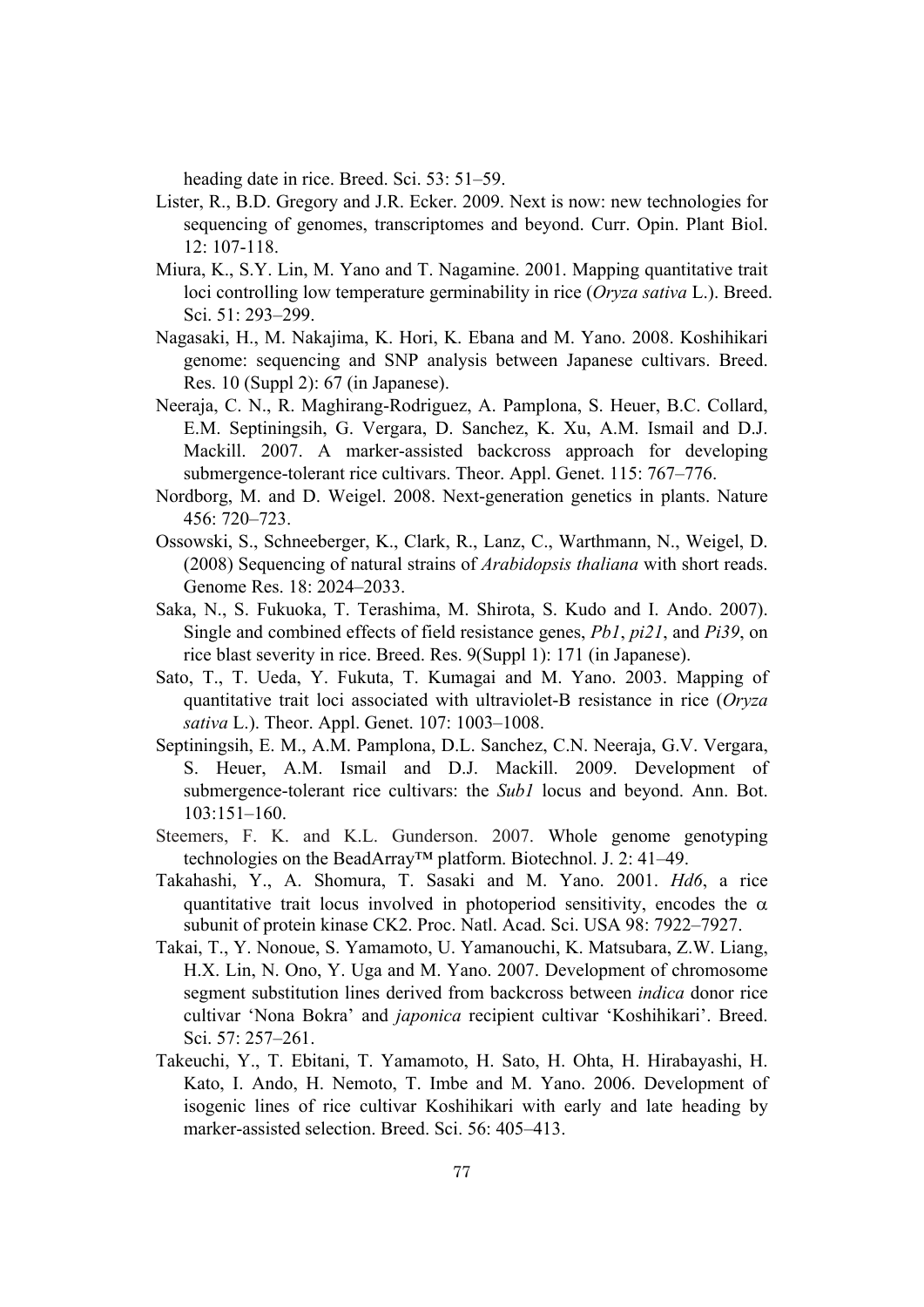heading date in rice. Breed. Sci. 53: 51–59.

Lister, R., B.D. Gregory and J.R. Ecker. 2009. Next is now: new technologies for sequencing of genomes, transcriptomes and beyond. Curr. Opin. Plant Biol. 12: 107-118.

Miura, K., S.Y. Lin, M. Yano and T. Nagamine. 2001. Mapping quantitative trait loci controlling low temperature germinability in rice (*Oryza sativa* L.). Breed. Sci. 51: 293–299.

Nagasaki, H., M. Nakajima, K. Hori, K. Ebana and M. Yano. 2008. Koshihikari genome: sequencing and SNP analysis between Japanese cultivars. Breed. Res. 10 (Suppl 2): 67 (in Japanese).

Neeraja, C. N., R. Maghirang-Rodriguez, A. Pamplona, S. Heuer, B.C. Collard, E.M. Septiningsih, G. Vergara, D. Sanchez, K. Xu, A.M. Ismail and D.J. Mackill. 2007. A marker-assisted backcross approach for developing submergence-tolerant rice cultivars. Theor. Appl. Genet. 115: 767–776.

Nordborg, M. and D. Weigel. 2008. Next-generation genetics in plants. Nature 456: 720–723.

Ossowski, S., Schneeberger, K., Clark, R., Lanz, C., Warthmann, N., Weigel, D. (2008) Sequencing of natural strains of *Arabidopsis thaliana* with short reads. Genome Res. 18: 2024–2033.

Saka, N., S. Fukuoka, T. Terashima, M. Shirota, S. Kudo and I. Ando. 2007). Single and combined effects of field resistance genes, *Pb1*, *pi21*, and *Pi39*, on rice blast severity in rice. Breed. Res. 9(Suppl 1): 171 (in Japanese).

Sato, T., T. Ueda, Y. Fukuta, T. Kumagai and M. Yano. 2003. Mapping of quantitative trait loci associated with ultraviolet-B resistance in rice (*Oryza sativa* L.). Theor. Appl. Genet. 107: 1003–1008.

Septiningsih, E. M., A.M. Pamplona, D.L. Sanchez, C.N. Neeraja, G.V. Vergara, S. Heuer, A.M. Ismail and D.J. Mackill. 2009. Development of submergence-tolerant rice cultivars: the *Sub1* locus and beyond. Ann. Bot. 103:151–160.

Steemers, F. K. and K.L. Gunderson. 2007. Whole genome genotyping technologies on the BeadArray™ platform. Biotechnol. J. 2: 41–49.

Takahashi, Y., A. Shomura, T. Sasaki and M. Yano. 2001. *Hd6*, a rice quantitative trait locus involved in photoperiod sensitivity, encodes the $\alpha$ subunit of protein kinase CK2. Proc. Natl. Acad. Sci. USA 98: 7922–7927.

Takai, T., Y. Nonoue, S. Yamamoto, U. Yamanouchi, K. Matsubara, Z.W. Liang, H.X. Lin, N. Ono, Y. Uga and M. Yano. 2007. Development of chromosome segment substitution lines derived from backcross between *indica* donor rice cultivar 'Nona Bokra' and *japonica* recipient cultivar 'Koshihikari'. Breed. Sci. 57: 257–261.

Takeuchi, Y., T. Ebitani, T. Yamamoto, H. Sato, H. Ohta, H. Hirabayashi, H. Kato, I. Ando, H. Nemoto, T. Imbe and M. Yano. 2006. Development of isogenic lines of rice cultivar Koshihikari with early and late heading by marker-assisted selection. Breed. Sci. 56: 405–413.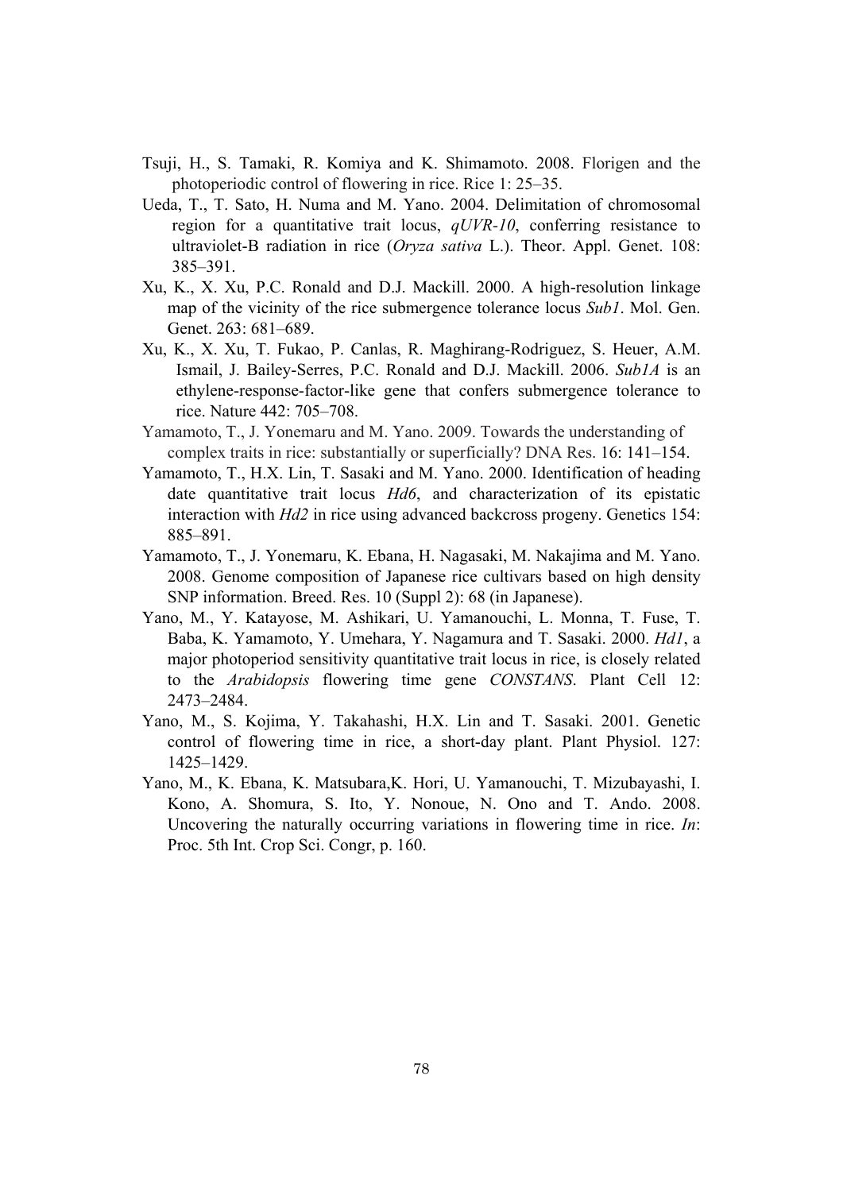Tsuji, H., S. Tamaki, R. Komiya and K. Shimamoto. 2008. Florigen and the photoperiodic control of flowering in rice. Rice 1: 25–35.

Ueda, T., T. Sato, H. Numa and M. Yano. 2004. Delimitation of chromosomal region for a quantitative trait locus, *qUVR-10*, conferring resistance to ultraviolet-B radiation in rice (*Oryza sativa* L.). Theor. Appl. Genet. 108: 385–391.

Xu, K., X. Xu, P.C. Ronald and D.J. Mackill. 2000. A high-resolution linkage map of the vicinity of the rice submergence tolerance locus *Sub1*. Mol. Gen. Genet. 263: 681–689.

Xu, K., X. Xu, T. Fukao, P. Canlas, R. Maghirang-Rodriguez, S. Heuer, A.M. Ismail, J. Bailey-Serres, P.C. Ronald and D.J. Mackill. 2006. *Sub1A* is an ethylene-response-factor-like gene that confers submergence tolerance to rice. Nature 442: 705–708.

Yamamoto, T., J. Yonemaru and M. Yano. 2009. Towards the understanding of complex traits in rice: substantially or superficially? DNA Res. 16: 141–154.

Yamamoto, T., H.X. Lin, T. Sasaki and M. Yano. 2000. Identification of heading date quantitative trait locus *Hd6*, and characterization of its epistatic interaction with *Hd2* in rice using advanced backcross progeny. Genetics 154: 885–891.

Yamamoto, T., J. Yonemaru, K. Ebana, H. Nagasaki, M. Nakajima and M. Yano. 2008. Genome composition of Japanese rice cultivars based on high density SNP information. Breed. Res. 10 (Suppl 2): 68 (in Japanese).

Yano, M., Y. Katayose, M. Ashikari, U. Yamanouchi, L. Monna, T. Fuse, T. Baba, K. Yamamoto, Y. Umehara, Y. Nagamura and T. Sasaki. 2000. *Hd1*, a major photoperiod sensitivity quantitative trait locus in rice, is closely related to the *Arabidopsis* flowering time gene *CONSTANS*. Plant Cell 12: 2473–2484.

Yano, M., S. Kojima, Y. Takahashi, H.X. Lin and T. Sasaki. 2001. Genetic control of flowering time in rice, a short-day plant. Plant Physiol. 127: 1425–1429.

Yano, M., K. Ebana, K. Matsubara,K. Hori, U. Yamanouchi, T. Mizubayashi, I. Kono, A. Shomura, S. Ito, Y. Nonoue, N. Ono and T. Ando. 2008. Uncovering the naturally occurring variations in flowering time in rice. *In*: Proc. 5th Int. Crop Sci. Congr, p. 160.